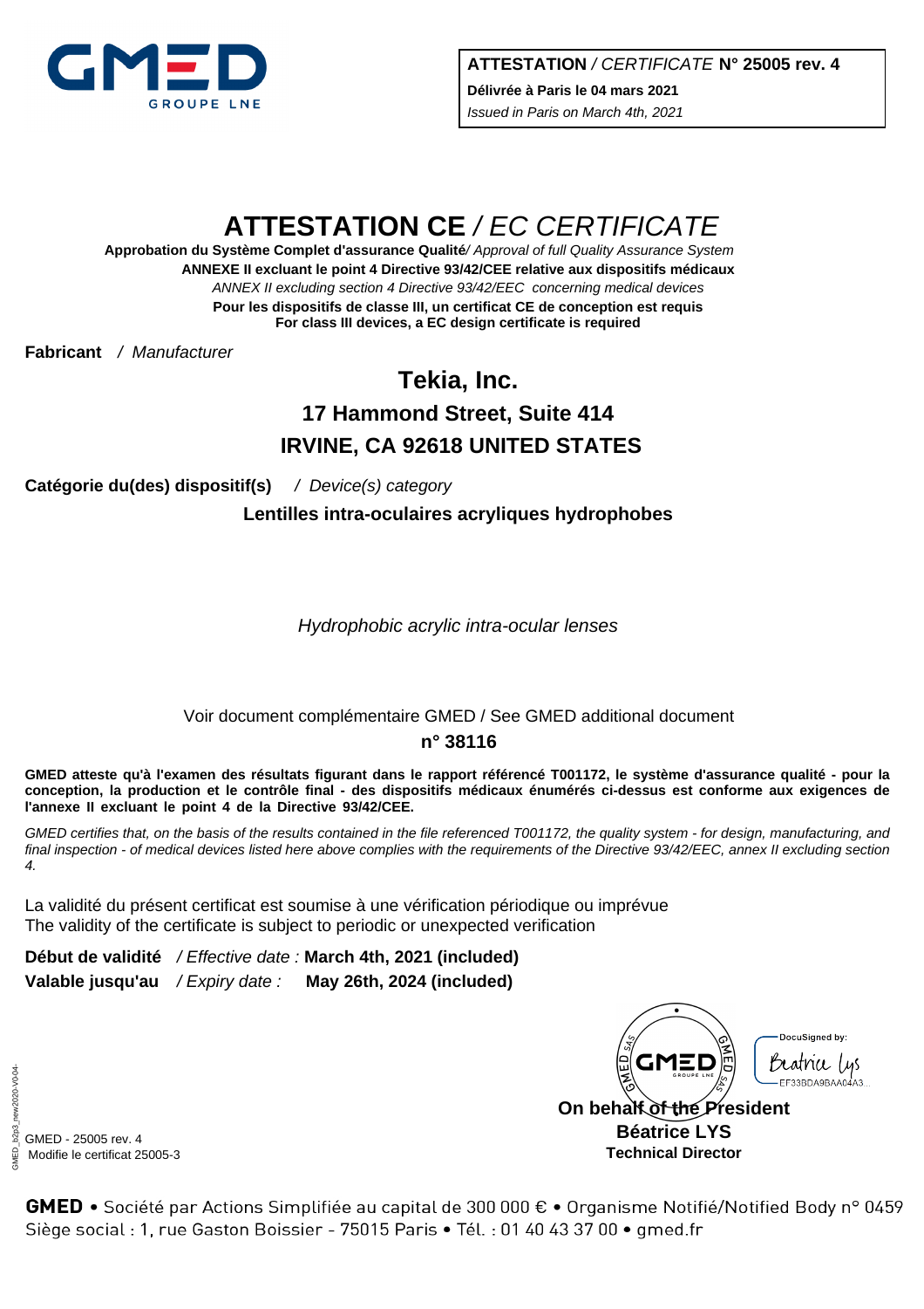**ATTESTATION** / *CERTIFICATE* **N° 25005 rev. 4**
**Délivrée à Paris le 04 mars 2021**
*Issued in Paris on March 4th, 2021*

# ATTESTATION CE / *EC CERTIFICATE*

**Approbation du Système Complet d'assurance Qualité**/ *Approval of full Quality Assurance System*
**ANNEXE II excluant le point 4 Directive 93/42/CEE relative aux dispositifs médicaux**
*ANNEX II excluding section 4 Directive 93/42/EEC concerning medical devices*
**Pour les dispositifs de classe III, un certificat CE de conception est requis**
**For class III devices, a EC design certificate is required**

**Fabricant** / *Manufacturer*

**Tekia, Inc.**
**17 Hammond Street, Suite 414**
**IRVINE, CA 92618 UNITED STATES**

**Catégorie du(des) dispositif(s)** / *Device(s) category*

**Lentilles intra-oculaires acryliques hydrophobes**

*Hydrophobic acrylic intra-ocular lenses*

Voir document complémentaire GMED / See GMED additional document
**n° 38116**

**GMED atteste qu'à l'examen des résultats figurant dans le rapport référencé T001172, le système d'assurance qualité - pour la conception, la production et le contrôle final - des dispositifs médicaux énumérés ci-dessus est conforme aux exigences de l'annexe II excluant le point 4 de la Directive 93/42/CEE.**

*GMED certifies that, on the basis of the results contained in the file referenced T001172, the quality system - for design, manufacturing, and final inspection - of medical devices listed here above complies with the requirements of the Directive 93/42/EEC, annex II excluding section 4.*

La validité du présent certificat est soumise à une vérification périodique ou imprévue
The validity of the certificate is subject to periodic or unexpected verification

**Début de validité** / *Effective date :* **March 4th, 2021 (included)**
**Valable jusqu'au** / *Expiry date :* **May 26th, 2024 (included)**

DocuSigned by:
Béatrice Lys
EF33BDA9BAA04A3...

**On behalf of the President**
**Béatrice LYS**
**Technical Director**

GMED - 25005 rev. 4
Modifie le certificat 25005-3

GMED_b2p3_new2020-V0.04-

**GMED** • Société par Actions Simplifiée au capital de 300 000 € • Organisme Notifié/Notified Body n° 0459
Siège social : 1, rue Gaston Boissier - 75015 Paris • Tél. : 01 40 43 37 00 • gmed.fr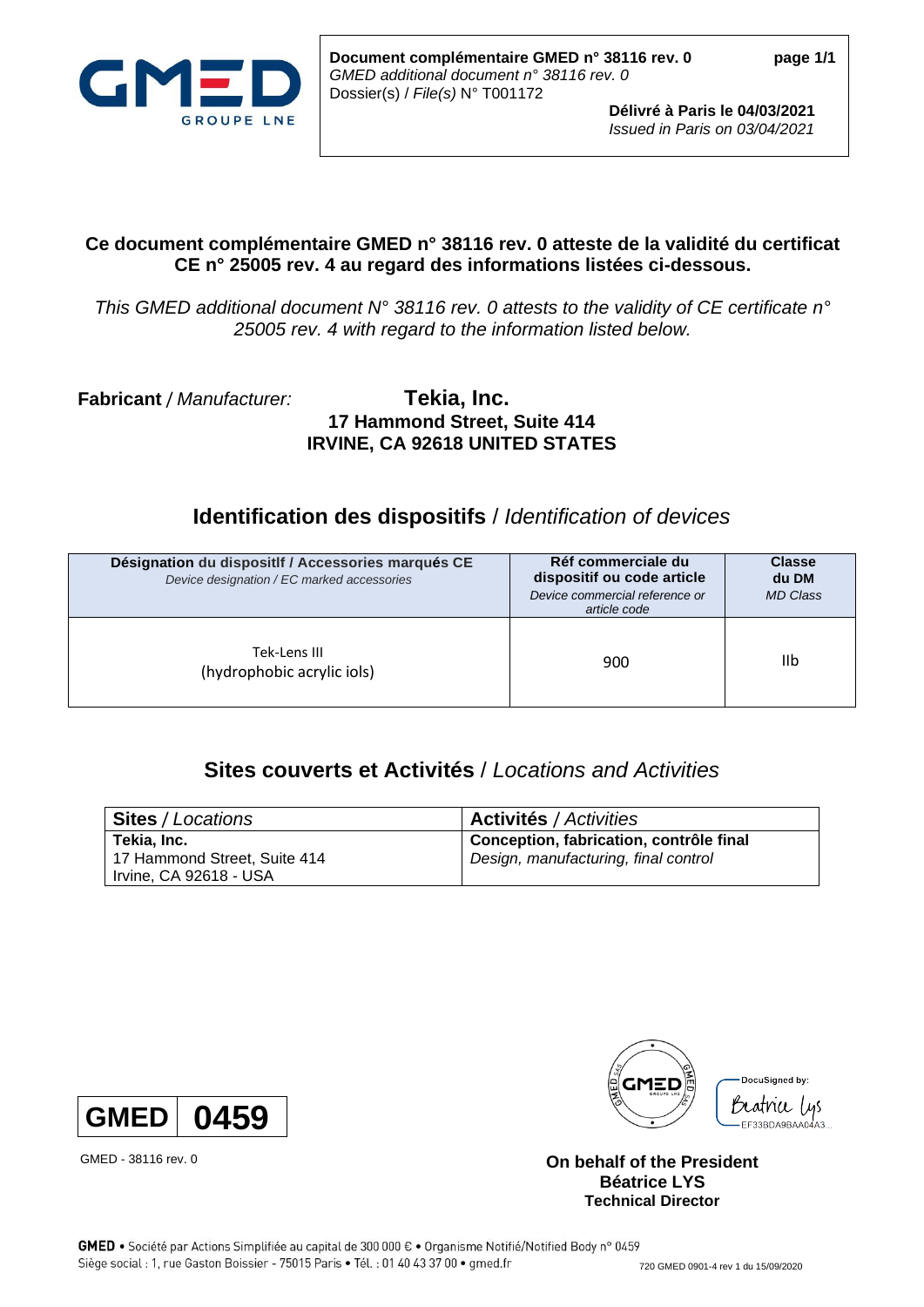**Document complémentaire GMED n° 38116 rev. 0**
*GMED additional document n° 38116 rev. 0*
Dossier(s) / *File(s)* N° T001172

**Délivré à Paris le 04/03/2021**
*Issued in Paris on 03/04/2021*

**Ce document complémentaire GMED n° 38116 rev. 0 atteste de la validité du certificat CE n° 25005 rev. 4 au regard des informations listées ci-dessous.**

*This GMED additional document N° 38116 rev. 0 attests to the validity of CE certificate n° 25005 rev. 4 with regard to the information listed below.*

**Fabricant** / *Manufacturer:* **Tekia, Inc.**
**17 Hammond Street, Suite 414**
**IRVINE, CA 92618 UNITED STATES**

## Identification des dispositifs / *Identification of devices*

| **Désignation du dispositIf / Accessories marqués CE** *Device designation / EC marked accessories* | **Réf commerciale du dispositif ou code article** *Device commercial reference or article code* | **Classe du DM** *MD Class* |
|---|---|---|
| Tek-Lens III (hydrophobic acrylic iols) | 900 | IIb |

## Sites couverts et Activités / *Locations and Activities*

| **Sites** / *Locations* | **Activités** / *Activities* |
|---|---|
| **Tekia, Inc.** 17 Hammond Street, Suite 414 Irvine, CA 92618 - USA | **Conception, fabrication, contrôle final** *Design, manufacturing, final control* |

**GMED 0459**

GMED - 38116 rev. 0

DocuSigned by: Beatrice Lys EF33BDA9BAA04A3...

**On behalf of the President**
**Béatrice LYS**
**Technical Director**

**GMED** • Société par Actions Simplifiée au capital de 300 000 € • Organisme Notifié/Notified Body n° 0459
Siège social : 1, rue Gaston Boissier - 75015 Paris • Tél. : 01 40 43 37 00 • gmed.fr

720 GMED 0901-4 rev 1 du 15/09/2020